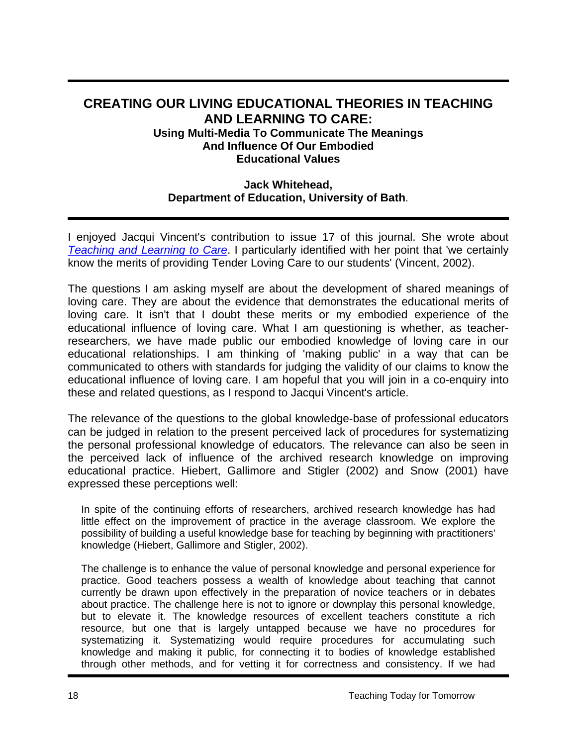# CREATING OUR LIVING EDUCATIONAL THEORIES IN TEACHING AND LEARNING TO CARE:

### Using Multi-Media To Communicate The Meanings And Influence Of Our Embodied Educational Values

**Jack Whitehead,**
**Department of Education, University of Bath**.

I enjoyed Jacqui Vincent's contribution to issue 17 of this journal. She wrote about *Teaching and Learning to Care*. I particularly identified with her point that 'we certainly know the merits of providing Tender Loving Care to our students' (Vincent, 2002).

The questions I am asking myself are about the development of shared meanings of loving care. They are about the evidence that demonstrates the educational merits of loving care. It isn't that I doubt these merits or my embodied experience of the educational influence of loving care. What I am questioning is whether, as teacher-researchers, we have made public our embodied knowledge of loving care in our educational relationships. I am thinking of 'making public' in a way that can be communicated to others with standards for judging the validity of our claims to know the educational influence of loving care. I am hopeful that you will join in a co-enquiry into these and related questions, as I respond to Jacqui Vincent's article.

The relevance of the questions to the global knowledge-base of professional educators can be judged in relation to the present perceived lack of procedures for systematizing the personal professional knowledge of educators. The relevance can also be seen in the perceived lack of influence of the archived research knowledge on improving educational practice. Hiebert, Gallimore and Stigler (2002) and Snow (2001) have expressed these perceptions well:

> In spite of the continuing efforts of researchers, archived research knowledge has had little effect on the improvement of practice in the average classroom. We explore the possibility of building a useful knowledge base for teaching by beginning with practitioners' knowledge (Hiebert, Gallimore and Stigler, 2002).

> The challenge is to enhance the value of personal knowledge and personal experience for practice. Good teachers possess a wealth of knowledge about teaching that cannot currently be drawn upon effectively in the preparation of novice teachers or in debates about practice. The challenge here is not to ignore or downplay this personal knowledge, but to elevate it. The knowledge resources of excellent teachers constitute a rich resource, but one that is largely untapped because we have no procedures for systematizing it. Systematizing would require procedures for accumulating such knowledge and making it public, for connecting it to bodies of knowledge established through other methods, and for vetting it for correctness and consistency. If we had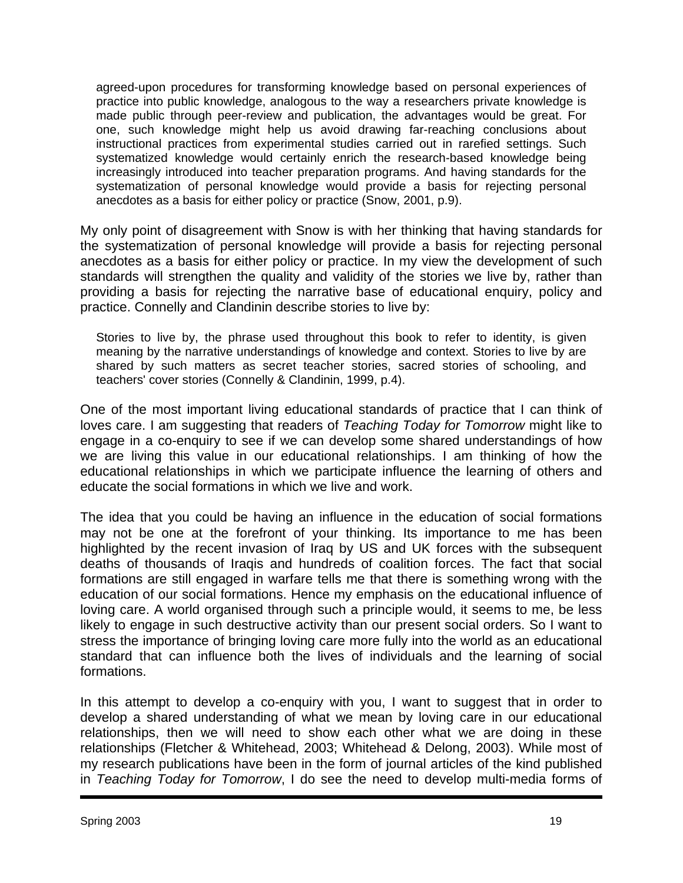> agreed-upon procedures for transforming knowledge based on personal experiences of practice into public knowledge, analogous to the way a researchers private knowledge is made public through peer-review and publication, the advantages would be great. For one, such knowledge might help us avoid drawing far-reaching conclusions about instructional practices from experimental studies carried out in rarefied settings. Such systematized knowledge would certainly enrich the research-based knowledge being increasingly introduced into teacher preparation programs. And having standards for the systematization of personal knowledge would provide a basis for rejecting personal anecdotes as a basis for either policy or practice (Snow, 2001, p.9).

My only point of disagreement with Snow is with her thinking that having standards for the systematization of personal knowledge will provide a basis for rejecting personal anecdotes as a basis for either policy or practice. In my view the development of such standards will strengthen the quality and validity of the stories we live by, rather than providing a basis for rejecting the narrative base of educational enquiry, policy and practice. Connelly and Clandinin describe stories to live by:

> Stories to live by, the phrase used throughout this book to refer to identity, is given meaning by the narrative understandings of knowledge and context. Stories to live by are shared by such matters as secret teacher stories, sacred stories of schooling, and teachers' cover stories (Connelly & Clandinin, 1999, p.4).

One of the most important living educational standards of practice that I can think of loves care. I am suggesting that readers of *Teaching Today for Tomorrow* might like to engage in a co-enquiry to see if we can develop some shared understandings of how we are living this value in our educational relationships. I am thinking of how the educational relationships in which we participate influence the learning of others and educate the social formations in which we live and work.

The idea that you could be having an influence in the education of social formations may not be one at the forefront of your thinking. Its importance to me has been highlighted by the recent invasion of Iraq by US and UK forces with the subsequent deaths of thousands of Iraqis and hundreds of coalition forces. The fact that social formations are still engaged in warfare tells me that there is something wrong with the education of our social formations. Hence my emphasis on the educational influence of loving care. A world organised through such a principle would, it seems to me, be less likely to engage in such destructive activity than our present social orders. So I want to stress the importance of bringing loving care more fully into the world as an educational standard that can influence both the lives of individuals and the learning of social formations.

In this attempt to develop a co-enquiry with you, I want to suggest that in order to develop a shared understanding of what we mean by loving care in our educational relationships, then we will need to show each other what we are doing in these relationships (Fletcher & Whitehead, 2003; Whitehead & Delong, 2003). While most of my research publications have been in the form of journal articles of the kind published in *Teaching Today for Tomorrow*, I do see the need to develop multi-media forms of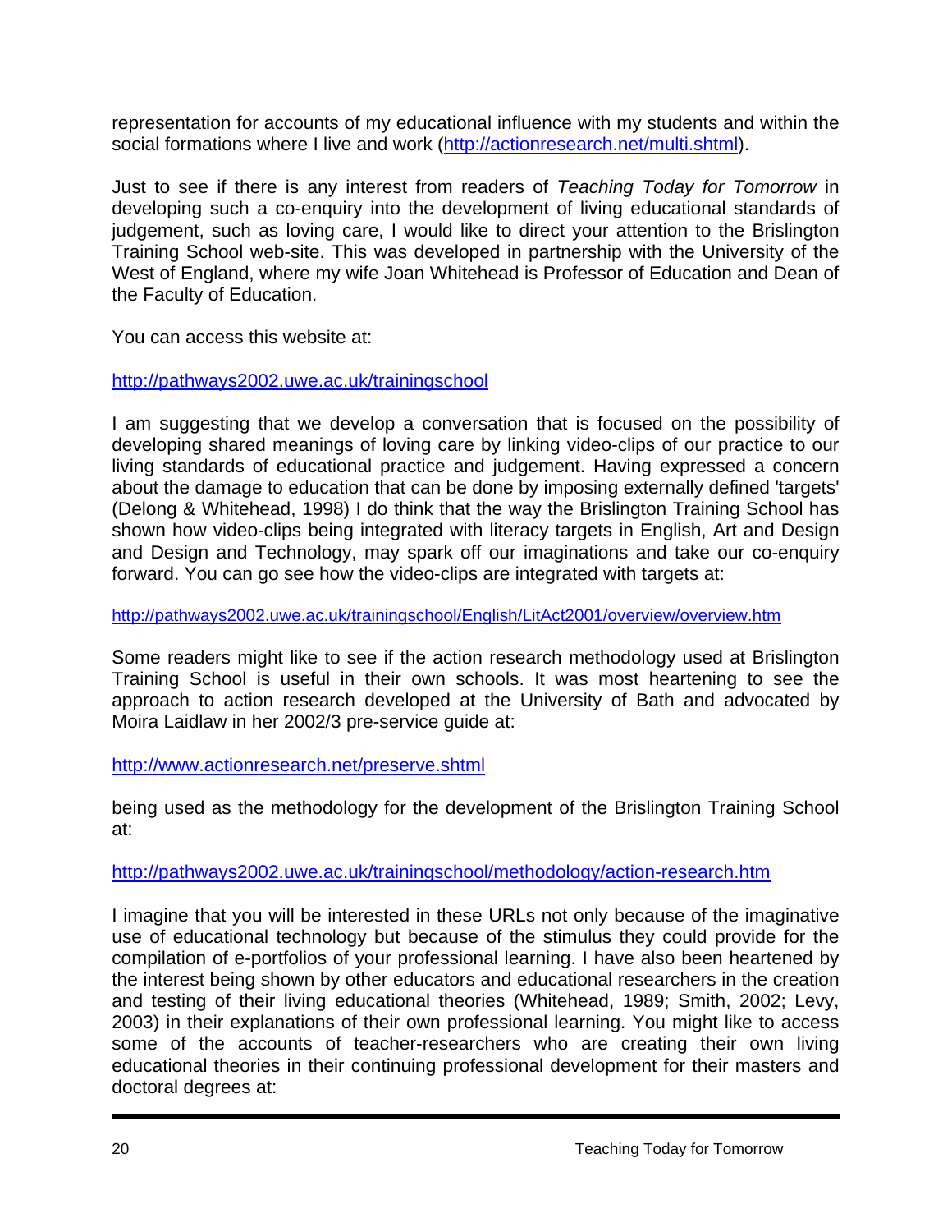representation for accounts of my educational influence with my students and within the social formations where I live and work (http://actionresearch.net/multi.shtml).

Just to see if there is any interest from readers of *Teaching Today for Tomorrow* in developing such a co-enquiry into the development of living educational standards of judgement, such as loving care, I would like to direct your attention to the Brislington Training School web-site. This was developed in partnership with the University of the West of England, where my wife Joan Whitehead is Professor of Education and Dean of the Faculty of Education.

You can access this website at:

http://pathways2002.uwe.ac.uk/trainingschool

I am suggesting that we develop a conversation that is focused on the possibility of developing shared meanings of loving care by linking video-clips of our practice to our living standards of educational practice and judgement. Having expressed a concern about the damage to education that can be done by imposing externally defined 'targets' (Delong & Whitehead, 1998) I do think that the way the Brislington Training School has shown how video-clips being integrated with literacy targets in English, Art and Design and Design and Technology, may spark off our imaginations and take our co-enquiry forward. You can go see how the video-clips are integrated with targets at:

http://pathways2002.uwe.ac.uk/trainingschool/English/LitAct2001/overview/overview.htm

Some readers might like to see if the action research methodology used at Brislington Training School is useful in their own schools. It was most heartening to see the approach to action research developed at the University of Bath and advocated by Moira Laidlaw in her 2002/3 pre-service guide at:

http://www.actionresearch.net/preserve.shtml

being used as the methodology for the development of the Brislington Training School at:

http://pathways2002.uwe.ac.uk/trainingschool/methodology/action-research.htm

I imagine that you will be interested in these URLs not only because of the imaginative use of educational technology but because of the stimulus they could provide for the compilation of e-portfolios of your professional learning. I have also been heartened by the interest being shown by other educators and educational researchers in the creation and testing of their living educational theories (Whitehead, 1989; Smith, 2002; Levy, 2003) in their explanations of their own professional learning. You might like to access some of the accounts of teacher-researchers who are creating their own living educational theories in their continuing professional development for their masters and doctoral degrees at: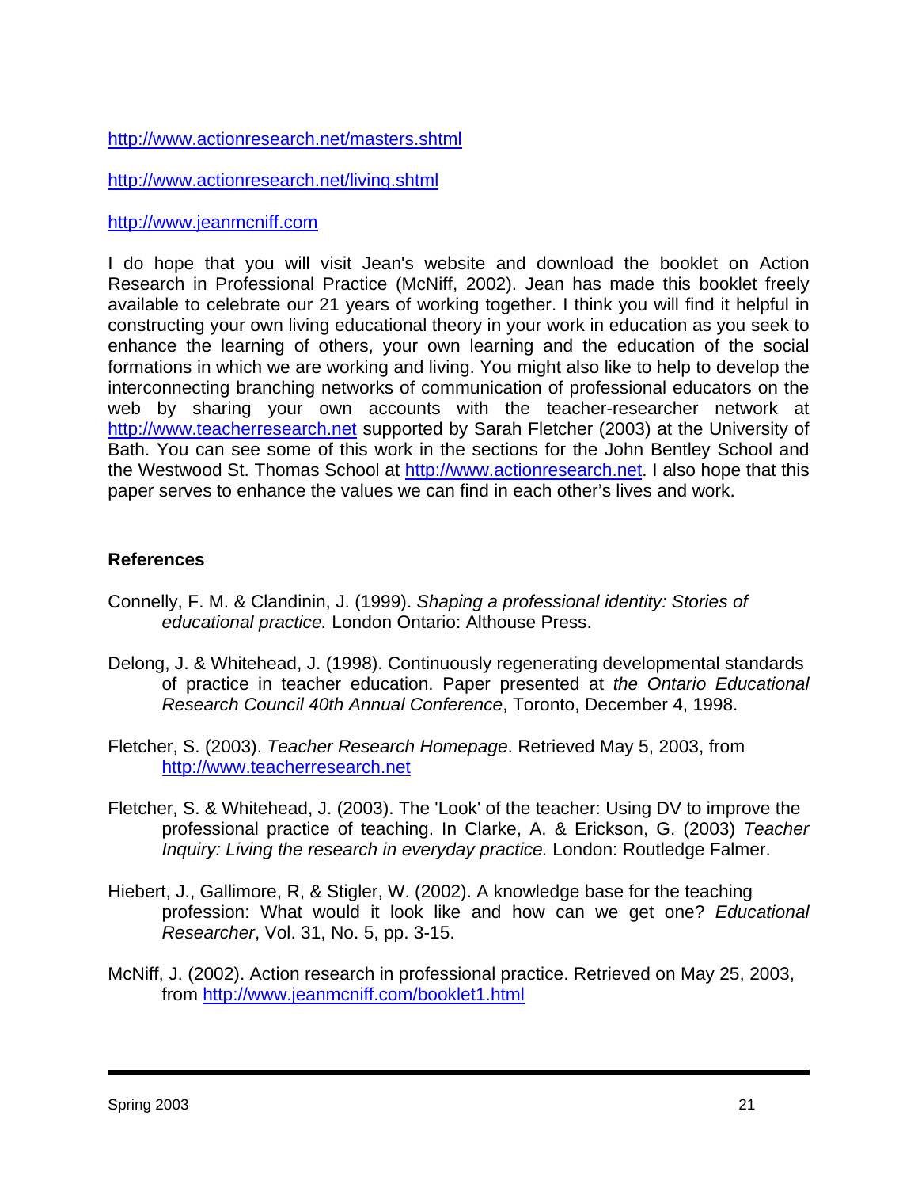http://www.actionresearch.net/masters.shtml

http://www.actionresearch.net/living.shtml

http://www.jeanmcniff.com

I do hope that you will visit Jean's website and download the booklet on Action Research in Professional Practice (McNiff, 2002). Jean has made this booklet freely available to celebrate our 21 years of working together. I think you will find it helpful in constructing your own living educational theory in your work in education as you seek to enhance the learning of others, your own learning and the education of the social formations in which we are working and living. You might also like to help to develop the interconnecting branching networks of communication of professional educators on the web by sharing your own accounts with the teacher-researcher network at http://www.teacherresearch.net supported by Sarah Fletcher (2003) at the University of Bath. You can see some of this work in the sections for the John Bentley School and the Westwood St. Thomas School at http://www.actionresearch.net. I also hope that this paper serves to enhance the values we can find in each other's lives and work.

**References**

Connelly, F. M. & Clandinin, J. (1999). *Shaping a professional identity: Stories of educational practice.* London Ontario: Althouse Press.

Delong, J. & Whitehead, J. (1998). Continuously regenerating developmental standards of practice in teacher education. Paper presented at *the Ontario Educational Research Council 40th Annual Conference*, Toronto, December 4, 1998.

Fletcher, S. (2003). *Teacher Research Homepage*. Retrieved May 5, 2003, from http://www.teacherresearch.net

Fletcher, S. & Whitehead, J. (2003). The 'Look' of the teacher: Using DV to improve the professional practice of teaching. In Clarke, A. & Erickson, G. (2003) *Teacher Inquiry: Living the research in everyday practice.* London: Routledge Falmer.

Hiebert, J., Gallimore, R, & Stigler, W. (2002). A knowledge base for the teaching profession: What would it look like and how can we get one? *Educational Researcher*, Vol. 31, No. 5, pp. 3-15.

McNiff, J. (2002). Action research in professional practice. Retrieved on May 25, 2003, from http://www.jeanmcniff.com/booklet1.html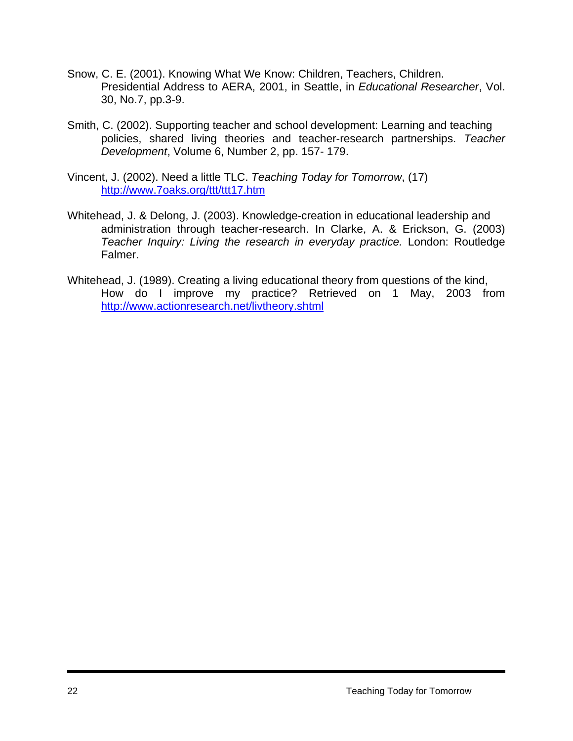Snow, C. E. (2001). Knowing What We Know: Children, Teachers, Children. Presidential Address to AERA, 2001, in Seattle, in *Educational Researcher*, Vol. 30, No.7, pp.3-9.

Smith, C. (2002). Supporting teacher and school development: Learning and teaching policies, shared living theories and teacher-research partnerships. *Teacher Development*, Volume 6, Number 2, pp. 157- 179.

Vincent, J. (2002). Need a little TLC. *Teaching Today for Tomorrow*, (17) http://www.7oaks.org/ttt/ttt17.htm

Whitehead, J. & Delong, J. (2003). Knowledge-creation in educational leadership and administration through teacher-research. In Clarke, A. & Erickson, G. (2003) *Teacher Inquiry: Living the research in everyday practice.* London: Routledge Falmer.

Whitehead, J. (1989). Creating a living educational theory from questions of the kind, How do I improve my practice? Retrieved on 1 May, 2003 from http://www.actionresearch.net/livtheory.shtml